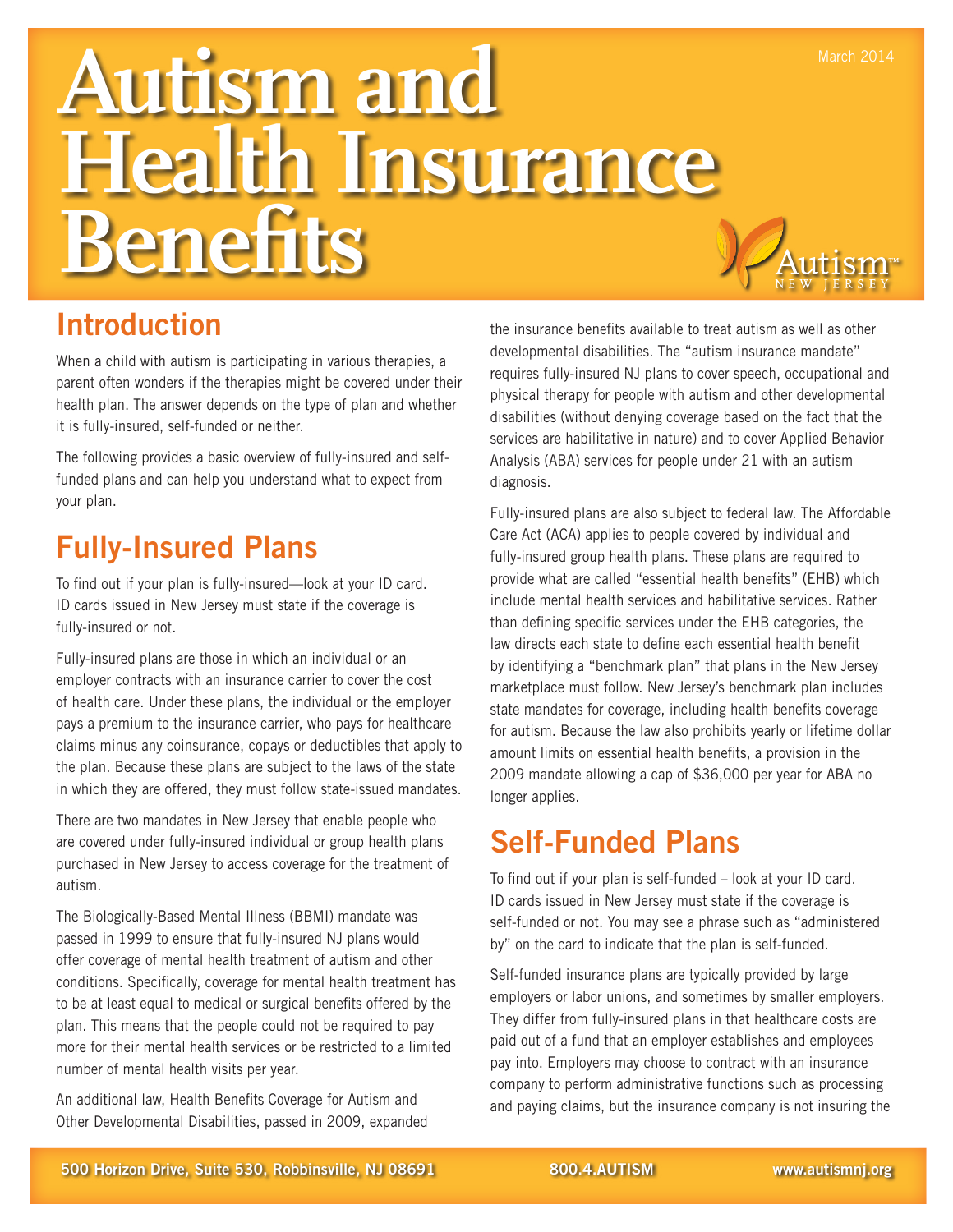# Autism and Health Insurance Benefits

March 2014

## Introduction

When a child with autism is participating in various therapies, a parent often wonders if the therapies might be covered under their health plan. The answer depends on the type of plan and whether it is fully-insured, self-funded or neither.

The following provides a basic overview of fully-insured and self-funded plans and can help you understand what to expect from your plan.

## Fully-Insured Plans

To find out if your plan is fully-insured—look at your ID card. ID cards issued in New Jersey must state if the coverage is fully-insured or not.

Fully-insured plans are those in which an individual or an employer contracts with an insurance carrier to cover the cost of health care. Under these plans, the individual or the employer pays a premium to the insurance carrier, who pays for healthcare claims minus any coinsurance, copays or deductibles that apply to the plan. Because these plans are subject to the laws of the state in which they are offered, they must follow state-issued mandates.

There are two mandates in New Jersey that enable people who are covered under fully-insured individual or group health plans purchased in New Jersey to access coverage for the treatment of autism.

The Biologically-Based Mental Illness (BBMI) mandate was passed in 1999 to ensure that fully-insured NJ plans would offer coverage of mental health treatment of autism and other conditions. Specifically, coverage for mental health treatment has to be at least equal to medical or surgical benefits offered by the plan. This means that the people could not be required to pay more for their mental health services or be restricted to a limited number of mental health visits per year.

An additional law, Health Benefits Coverage for Autism and Other Developmental Disabilities, passed in 2009, expanded the insurance benefits available to treat autism as well as other developmental disabilities. The "autism insurance mandate" requires fully-insured NJ plans to cover speech, occupational and physical therapy for people with autism and other developmental disabilities (without denying coverage based on the fact that the services are habilitative in nature) and to cover Applied Behavior Analysis (ABA) services for people under 21 with an autism diagnosis.

Fully-insured plans are also subject to federal law. The Affordable Care Act (ACA) applies to people covered by individual and fully-insured group health plans. These plans are required to provide what are called "essential health benefits" (EHB) which include mental health services and habilitative services. Rather than defining specific services under the EHB categories, the law directs each state to define each essential health benefit by identifying a "benchmark plan" that plans in the New Jersey marketplace must follow. New Jersey's benchmark plan includes state mandates for coverage, including health benefits coverage for autism. Because the law also prohibits yearly or lifetime dollar amount limits on essential health benefits, a provision in the 2009 mandate allowing a cap of $36,000 per year for ABA no longer applies.

## Self-Funded Plans

To find out if your plan is self-funded – look at your ID card. ID cards issued in New Jersey must state if the coverage is self-funded or not. You may see a phrase such as "administered by" on the card to indicate that the plan is self-funded.

Self-funded insurance plans are typically provided by large employers or labor unions, and sometimes by smaller employers. They differ from fully-insured plans in that healthcare costs are paid out of a fund that an employer establishes and employees pay into. Employers may choose to contract with an insurance company to perform administrative functions such as processing and paying claims, but the insurance company is not insuring the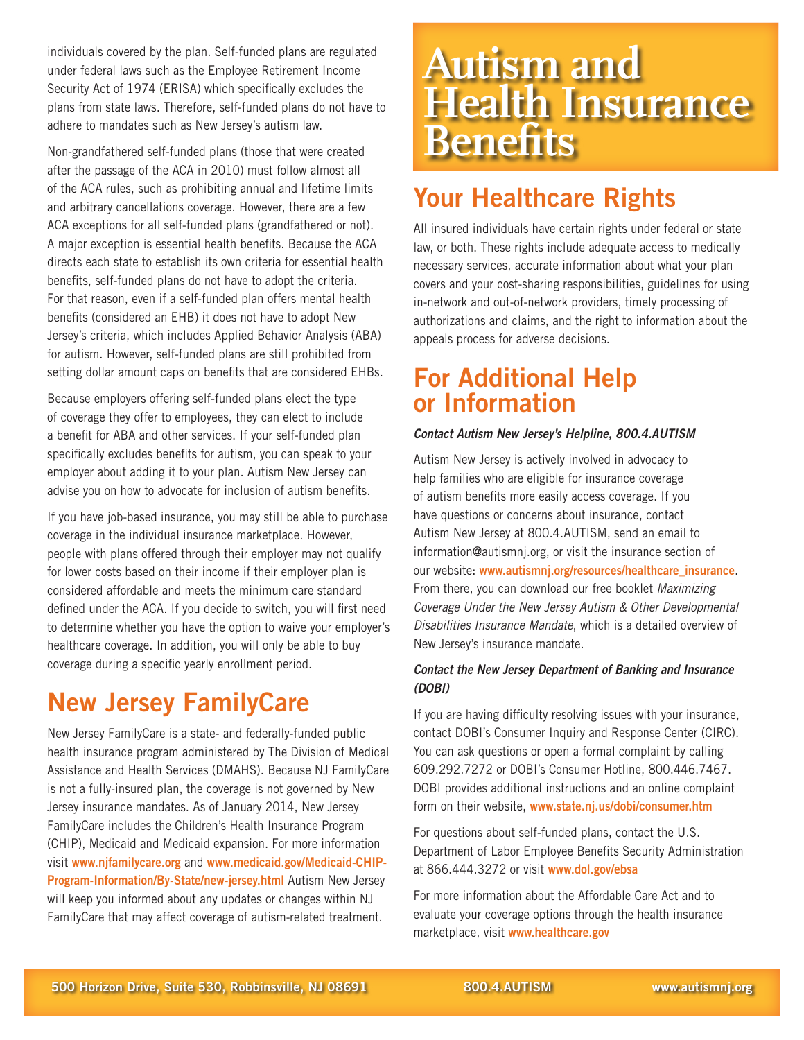individuals covered by the plan. Self-funded plans are regulated under federal laws such as the Employee Retirement Income Security Act of 1974 (ERISA) which specifically excludes the plans from state laws. Therefore, self-funded plans do not have to adhere to mandates such as New Jersey's autism law.

Non-grandfathered self-funded plans (those that were created after the passage of the ACA in 2010) must follow almost all of the ACA rules, such as prohibiting annual and lifetime limits and arbitrary cancellations coverage. However, there are a few ACA exceptions for all self-funded plans (grandfathered or not). A major exception is essential health benefits. Because the ACA directs each state to establish its own criteria for essential health benefits, self-funded plans do not have to adopt the criteria. For that reason, even if a self-funded plan offers mental health benefits (considered an EHB) it does not have to adopt New Jersey's criteria, which includes Applied Behavior Analysis (ABA) for autism. However, self-funded plans are still prohibited from setting dollar amount caps on benefits that are considered EHBs.

Because employers offering self-funded plans elect the type of coverage they offer to employees, they can elect to include a benefit for ABA and other services. If your self-funded plan specifically excludes benefits for autism, you can speak to your employer about adding it to your plan. Autism New Jersey can advise you on how to advocate for inclusion of autism benefits.

If you have job-based insurance, you may still be able to purchase coverage in the individual insurance marketplace. However, people with plans offered through their employer may not qualify for lower costs based on their income if their employer plan is considered affordable and meets the minimum care standard defined under the ACA. If you decide to switch, you will first need to determine whether you have the option to waive your employer's healthcare coverage. In addition, you will only be able to buy coverage during a specific yearly enrollment period.

## New Jersey FamilyCare

New Jersey FamilyCare is a state- and federally-funded public health insurance program administered by The Division of Medical Assistance and Health Services (DMAHS). Because NJ FamilyCare is not a fully-insured plan, the coverage is not governed by New Jersey insurance mandates. As of January 2014, New Jersey FamilyCare includes the Children's Health Insurance Program (CHIP), Medicaid and Medicaid expansion. For more information visit **www.njfamilycare.org** and **www.medicaid.gov/Medicaid-CHIP-Program-Information/By-State/new-jersey.html** Autism New Jersey will keep you informed about any updates or changes within NJ FamilyCare that may affect coverage of autism-related treatment.

# Autism and Health Insurance Benefits

## Your Healthcare Rights

All insured individuals have certain rights under federal or state law, or both. These rights include adequate access to medically necessary services, accurate information about what your plan covers and your cost-sharing responsibilities, guidelines for using in-network and out-of-network providers, timely processing of authorizations and claims, and the right to information about the appeals process for adverse decisions.

## For Additional Help or Information

***Contact Autism New Jersey's Helpline, 800.4.AUTISM***

Autism New Jersey is actively involved in advocacy to help families who are eligible for insurance coverage of autism benefits more easily access coverage. If you have questions or concerns about insurance, contact Autism New Jersey at 800.4.AUTISM, send an email to information@autismnj.org, or visit the insurance section of our website: **www.autismnj.org/resources/healthcare_insurance**. From there, you can download our free booklet *Maximizing Coverage Under the New Jersey Autism & Other Developmental Disabilities Insurance Mandate*, which is a detailed overview of New Jersey's insurance mandate.

***Contact the New Jersey Department of Banking and Insurance (DOBI)***

If you are having difficulty resolving issues with your insurance, contact DOBI's Consumer Inquiry and Response Center (CIRC). You can ask questions or open a formal complaint by calling 609.292.7272 or DOBI's Consumer Hotline, 800.446.7467. DOBI provides additional instructions and an online complaint form on their website, **www.state.nj.us/dobi/consumer.htm**

For questions about self-funded plans, contact the U.S. Department of Labor Employee Benefits Security Administration at 866.444.3272 or visit **www.dol.gov/ebsa**

For more information about the Affordable Care Act and to evaluate your coverage options through the health insurance marketplace, visit **www.healthcare.gov**

**500 Horizon Drive, Suite 530, Robbinsville, NJ 08691** **800.4.AUTISM** **www.autismnj.org**